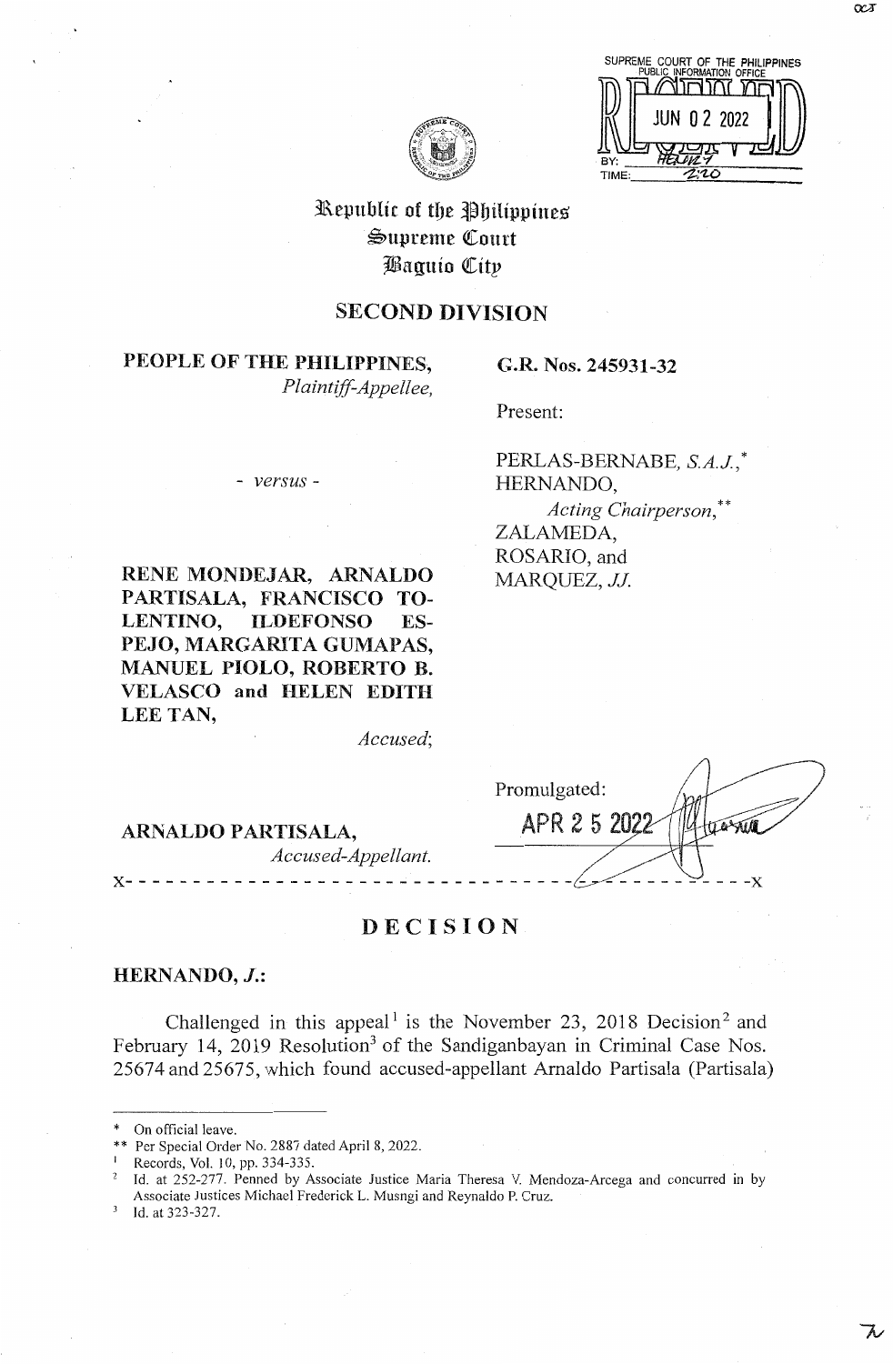Republic of the Philippines
Supreme Court
Baguio City

## SECOND DIVISION

**PEOPLE OF THE PHILIPPINES,**
*Plaintiff-Appellee,*

- *versus* -

**RENE MONDEJAR, ARNALDO PARTISALA, FRANCISCO TOLENTINO, ILDEFONSO ESPEJO, MARGARITA GUMAPAS, MANUEL PIOLO, ROBERTO B. VELASCO and HELEN EDITH LEE TAN,**
*Accused;*

**ARNALDO PARTISALA,**
*Accused-Appellant.*

**G.R. Nos. 245931-32**

Present:

PERLAS-BERNABE, *S.A.J.,*\*
HERNANDO,
*Acting Chairperson,*\*\*
ZALAMEDA,
ROSARIO, and
MARQUEZ, *JJ.*

Promulgated:

APR 2 5 2022

x- - - - - - - - - - - - - - - - - - - - - - - - - - - - - - - - - - - - - - - - - - -x

## DECISION

**HERNANDO, *J.*:**

Challenged in this appeal[1] is the November 23, 2018 Decision[2] and February 14, 2019 Resolution[3] of the Sandiganbayan in Criminal Case Nos. 25674 and 25675, which found accused-appellant Arnaldo Partisala (Partisala)

---

\* On official leave.

\*\* Per Special Order No. 2887 dated April 8, 2022.

[1] Records, Vol. 10, pp. 334-335.

[2] Id. at 252-277. Penned by Associate Justice Maria Theresa V. Mendoza-Arcega and concurred in by Associate Justices Michael Frederick L. Musngi and Reynaldo P. Cruz.

[3] Id. at 323-327.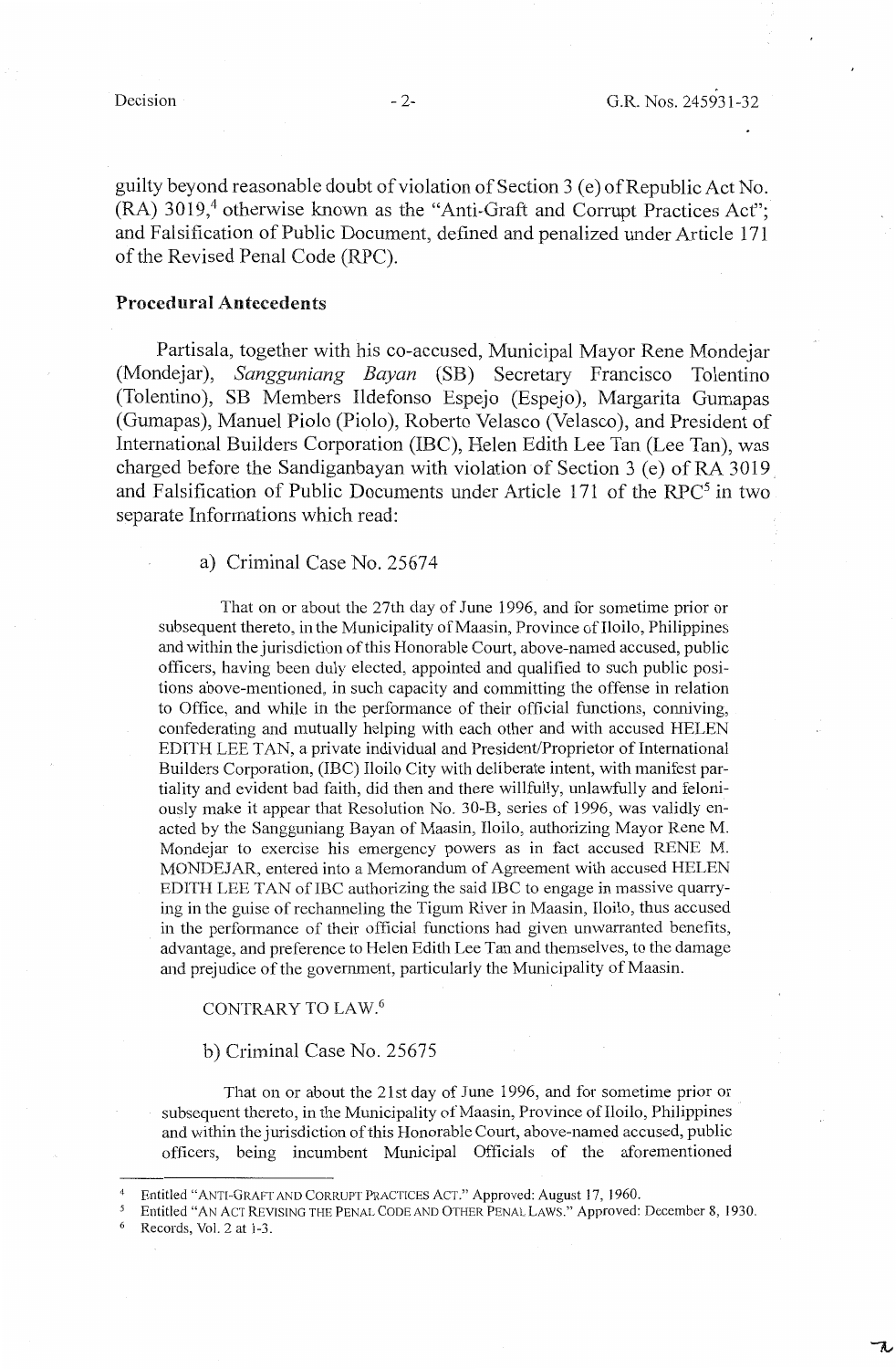guilty beyond reasonable doubt of violation of Section 3 (e) of Republic Act No. (RA) 3019,[4] otherwise known as the "Anti-Graft and Corrupt Practices Act"; and Falsification of Public Document, defined and penalized under Article 171 of the Revised Penal Code (RPC).

**Procedural Antecedents**

Partisala, together with his co-accused, Municipal Mayor Rene Mondejar (Mondejar), *Sangguniang Bayan* (SB) Secretary Francisco Tolentino (Tolentino), SB Members Ildefonso Espejo (Espejo), Margarita Gumapas (Gumapas), Manuel Piolo (Piolo), Roberto Velasco (Velasco), and President of International Builders Corporation (IBC), Helen Edith Lee Tan (Lee Tan), was charged before the Sandiganbayan with violation of Section 3 (e) of RA 3019 and Falsification of Public Documents under Article 171 of the RPC[5] in two separate Informations which read:

a) Criminal Case No. 25674

> That on or about the 27th day of June 1996, and for sometime prior or subsequent thereto, in the Municipality of Maasin, Province of Iloilo, Philippines and within the jurisdiction of this Honorable Court, above-named accused, public officers, having been duly elected, appointed and qualified to such public positions above-mentioned, in such capacity and committing the offense in relation to Office, and while in the performance of their official functions, conniving, confederating and mutually helping with each other and with accused HELEN EDITH LEE TAN, a private individual and President/Proprietor of International Builders Corporation, (IBC) Iloilo City with deliberate intent, with manifest partiality and evident bad faith, did then and there willfully, unlawfully and feloniously make it appear that Resolution No. 30-B, series of 1996, was validly enacted by the Sangguniang Bayan of Maasin, Iloilo, authorizing Mayor Rene M. Mondejar to exercise his emergency powers as in fact accused RENE M. MONDEJAR, entered into a Memorandum of Agreement with accused HELEN EDITH LEE TAN of IBC authorizing the said IBC to engage in massive quarrying in the guise of rechanneling the Tigum River in Maasin, Iloilo, thus accused in the performance of their official functions had given unwarranted benefits, advantage, and preference to Helen Edith Lee Tan and themselves, to the damage and prejudice of the government, particularly the Municipality of Maasin.
>
> CONTRARY TO LAW.[6]

b) Criminal Case No. 25675

> That on or about the 21st day of June 1996, and for sometime prior or subsequent thereto, in the Municipality of Maasin, Province of Iloilo, Philippines and within the jurisdiction of this Honorable Court, above-named accused, public officers, being incumbent Municipal Officials of the aforementioned

---

[4] Entitled "ANTI-GRAFT AND CORRUPT PRACTICES ACT." Approved: August 17, 1960.

[5] Entitled "AN ACT REVISING THE PENAL CODE AND OTHER PENAL LAWS." Approved: December 8, 1930.

[6] Records, Vol. 2 at 1-3.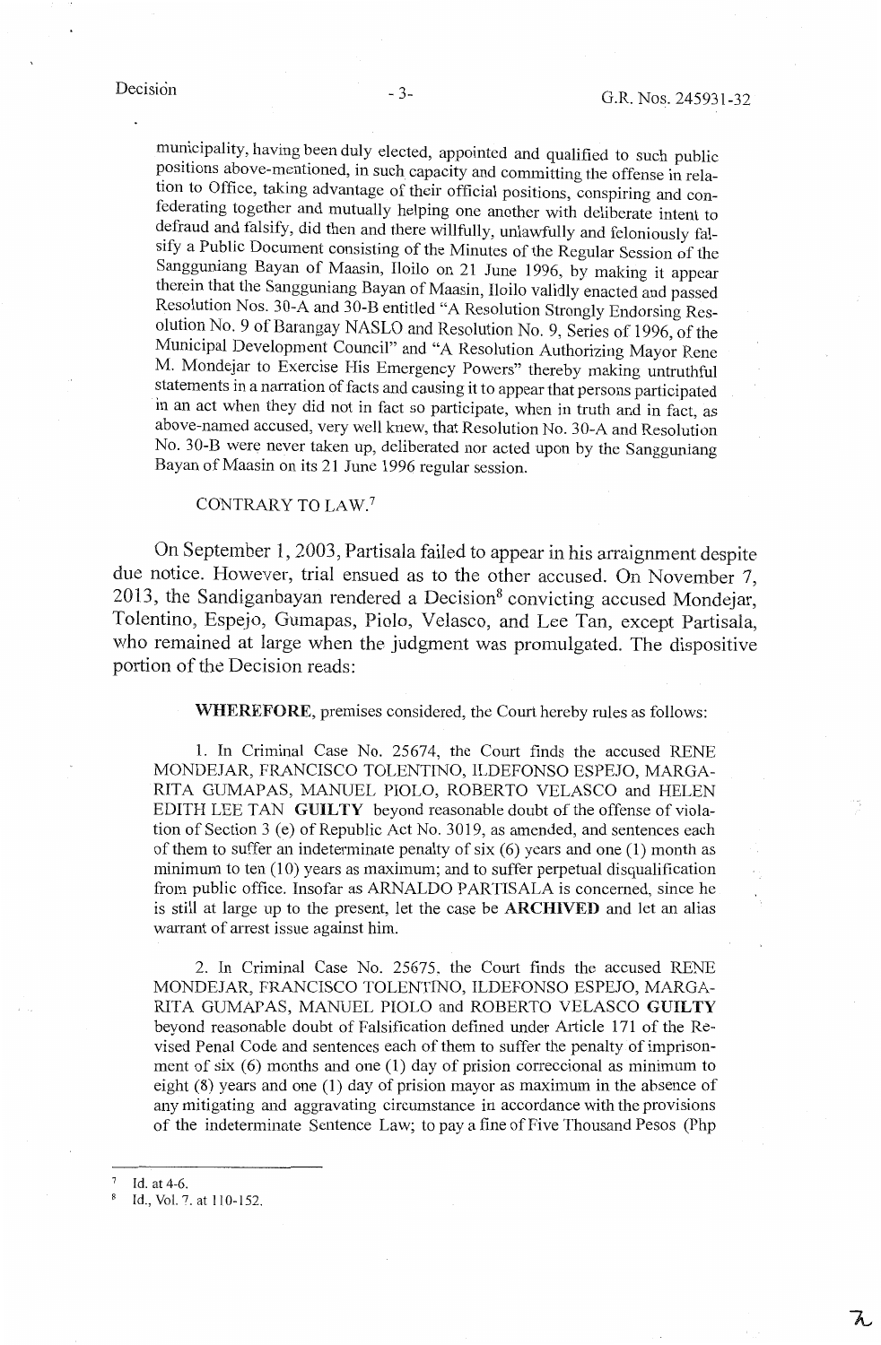municipality, having been duly elected, appointed and qualified to such public positions above-mentioned, in such capacity and committing the offense in relation to Office, taking advantage of their official positions, conspiring and confederating together and mutually helping one another with deliberate intent to defraud and falsify, did then and there willfully, unlawfully and feloniously falsify a Public Document consisting of the Minutes of the Regular Session of the Sangguniang Bayan of Maasin, Iloilo on 21 June 1996, by making it appear therein that the Sangguniang Bayan of Maasin, Iloilo validly enacted and passed Resolution Nos. 30-A and 30-B entitled "A Resolution Strongly Endorsing Resolution No. 9 of Barangay NASLO and Resolution No. 9, Series of 1996, of the Municipal Development Council" and "A Resolution Authorizing Mayor Rene M. Mondejar to Exercise His Emergency Powers" thereby making untruthful statements in a narration of facts and causing it to appear that persons participated in an act when they did not in fact so participate, when in truth and in fact, as above-named accused, very well knew, that Resolution No. 30-A and Resolution No. 30-B were never taken up, deliberated nor acted upon by the Sangguniang Bayan of Maasin on its 21 June 1996 regular session.

CONTRARY TO LAW.[7]

On September 1, 2003, Partisala failed to appear in his arraignment despite due notice. However, trial ensued as to the other accused. On November 7, 2013, the Sandiganbayan rendered a Decision[8] convicting accused Mondejar, Tolentino, Espejo, Gumapas, Piolo, Velasco, and Lee Tan, except Partisala, who remained at large when the judgment was promulgated. The dispositive portion of the Decision reads:

**WHEREFORE**, premises considered, the Court hereby rules as follows:

1. In Criminal Case No. 25674, the Court finds the accused RENE MONDEJAR, FRANCISCO TOLENTINO, ILDEFONSO ESPEJO, MARGARITA GUMAPAS, MANUEL PIOLO, ROBERTO VELASCO and HELEN EDITH LEE TAN **GUILTY** beyond reasonable doubt of the offense of violation of Section 3 (e) of Republic Act No. 3019, as amended, and sentences each of them to suffer an indeterminate penalty of six (6) years and one (1) month as minimum to ten (10) years as maximum; and to suffer perpetual disqualification from public office. Insofar as ARNALDO PARTISALA is concerned, since he is still at large up to the present, let the case be **ARCHIVED** and let an alias warrant of arrest issue against him.

2. In Criminal Case No. 25675, the Court finds the accused RENE MONDEJAR, FRANCISCO TOLENTINO, ILDEFONSO ESPEJO, MARGARITA GUMAPAS, MANUEL PIOLO and ROBERTO VELASCO **GUILTY** beyond reasonable doubt of Falsification defined under Article 171 of the Revised Penal Code and sentences each of them to suffer the penalty of imprisonment of six (6) months and one (1) day of prision correccional as minimum to eight (8) years and one (1) day of prision mayor as maximum in the absence of any mitigating and aggravating circumstance in accordance with the provisions of the indeterminate Sentence Law; to pay a fine of Five Thousand Pesos (Php

---

[7] Id. at 4-6.

[8] Id., Vol. 7. at 110-152.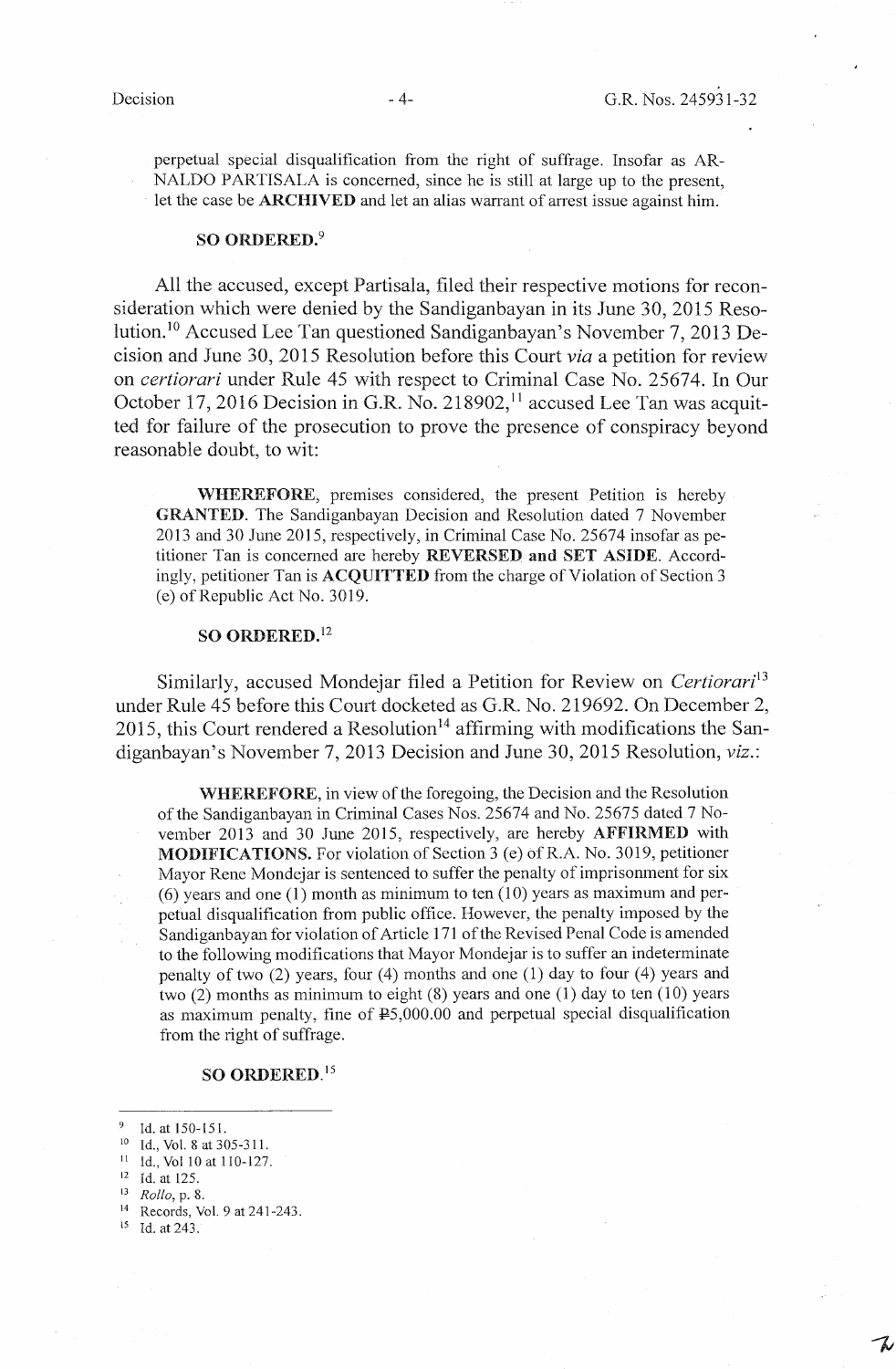perpetual special disqualification from the right of suffrage. Insofar as ARNALDO PARTISALA is concerned, since he is still at large up to the present, let the case be **ARCHIVED** and let an alias warrant of arrest issue against him.

> **SO ORDERED.**[9]

All the accused, except Partisala, filed their respective motions for reconsideration which were denied by the Sandiganbayan in its June 30, 2015 Resolution.[10] Accused Lee Tan questioned Sandiganbayan's November 7, 2013 Decision and June 30, 2015 Resolution before this Court *via* a petition for review on *certiorari* under Rule 45 with respect to Criminal Case No. 25674. In Our October 17, 2016 Decision in G.R. No. 218902,[11] accused Lee Tan was acquitted for failure of the prosecution to prove the presence of conspiracy beyond reasonable doubt, to wit:

> **WHEREFORE**, premises considered, the present Petition is hereby **GRANTED**. The Sandiganbayan Decision and Resolution dated 7 November 2013 and 30 June 2015, respectively, in Criminal Case No. 25674 insofar as petitioner Tan is concerned are hereby **REVERSED and SET ASIDE**. Accordingly, petitioner Tan is **ACQUITTED** from the charge of Violation of Section 3 (e) of Republic Act No. 3019.
>
> **SO ORDERED.**[12]

Similarly, accused Mondejar filed a Petition for Review on *Certiorari*[13] under Rule 45 before this Court docketed as G.R. No. 219692. On December 2, 2015, this Court rendered a Resolution[14] affirming with modifications the Sandiganbayan's November 7, 2013 Decision and June 30, 2015 Resolution, *viz.*:

> **WHEREFORE**, in view of the foregoing, the Decision and the Resolution of the Sandiganbayan in Criminal Cases Nos. 25674 and No. 25675 dated 7 November 2013 and 30 June 2015, respectively, are hereby **AFFIRMED** with **MODIFICATIONS.** For violation of Section 3 (e) of R.A. No. 3019, petitioner Mayor Rene Mondejar is sentenced to suffer the penalty of imprisonment for six (6) years and one (1) month as minimum to ten (10) years as maximum and perpetual disqualification from public office. However, the penalty imposed by the Sandiganbayan for violation of Article 171 of the Revised Penal Code is amended to the following modifications that Mayor Mondejar is to suffer an indeterminate penalty of two (2) years, four (4) months and one (1) day to four (4) years and two (2) months as minimum to eight (8) years and one (1) day to ten (10) years as maximum penalty, fine of ₱5,000.00 and perpetual special disqualification from the right of suffrage.
>
> **SO ORDERED.**[15]

---

[9] Id. at 150-151.
[10] Id., Vol. 8 at 305-311.
[11] Id., Vol 10 at 110-127.
[12] Id. at 125.
[13] *Rollo*, p. 8.
[14] Records, Vol. 9 at 241-243.
[15] Id. at 243.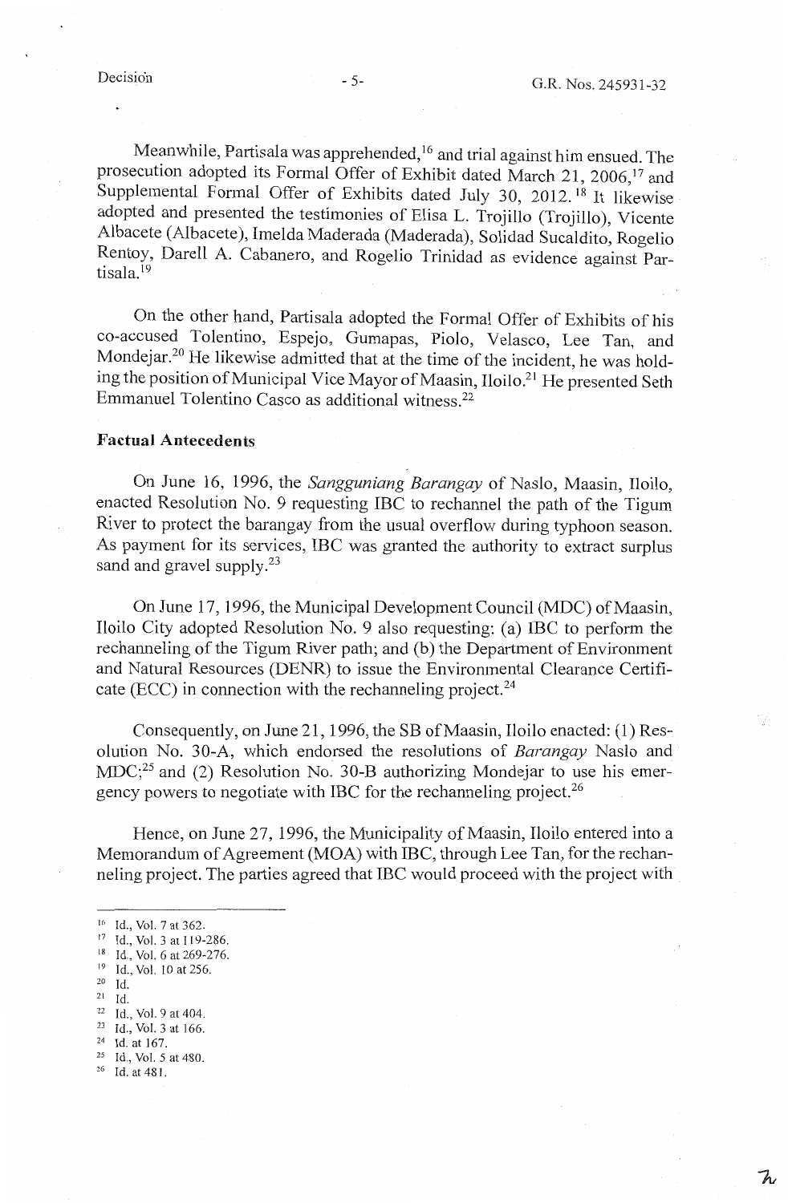Meanwhile, Partisala was apprehended,[16] and trial against him ensued. The prosecution adopted its Formal Offer of Exhibit dated March 21, 2006,[17] and Supplemental Formal Offer of Exhibits dated July 30, 2012.[18] It likewise adopted and presented the testimonies of Elisa L. Trojillo (Trojillo), Vicente Albacete (Albacete), Imelda Maderada (Maderada), Solidad Sucaldito, Rogelio Rentoy, Darell A. Cabanero, and Rogelio Trinidad as evidence against Partisala.[19]

On the other hand, Partisala adopted the Formal Offer of Exhibits of his co-accused Tolentino, Espejo, Gumapas, Piolo, Velasco, Lee Tan, and Mondejar.[20] He likewise admitted that at the time of the incident, he was holding the position of Municipal Vice Mayor of Maasin, Iloilo.[21] He presented Seth Emmanuel Tolentino Casco as additional witness.[22]

**Factual Antecedents**

On June 16, 1996, the *Sangguniang Barangay* of Naslo, Maasin, Iloilo, enacted Resolution No. 9 requesting IBC to rechannel the path of the Tigum River to protect the barangay from the usual overflow during typhoon season. As payment for its services, IBC was granted the authority to extract surplus sand and gravel supply.[23]

On June 17, 1996, the Municipal Development Council (MDC) of Maasin, Iloilo City adopted Resolution No. 9 also requesting: (a) IBC to perform the rechanneling of the Tigum River path; and (b) the Department of Environment and Natural Resources (DENR) to issue the Environmental Clearance Certificate (ECC) in connection with the rechanneling project.[24]

Consequently, on June 21, 1996, the SB of Maasin, Iloilo enacted: (1) Resolution No. 30-A, which endorsed the resolutions of *Barangay* Naslo and MDC;[25] and (2) Resolution No. 30-B authorizing Mondejar to use his emergency powers to negotiate with IBC for the rechanneling project.[26]

Hence, on June 27, 1996, the Municipality of Maasin, Iloilo entered into a Memorandum of Agreement (MOA) with IBC, through Lee Tan, for the rechanneling project. The parties agreed that IBC would proceed with the project with

---

[16] Id., Vol. 7 at 362.
[17] Id., Vol. 3 at 119-286.
[18] Id., Vol. 6 at 269-276.
[19] Id., Vol. 10 at 256.
[20] Id.
[21] Id.
[22] Id., Vol. 9 at 404.
[23] Id., Vol. 3 at 166.
[24] Id. at 167.
[25] Id., Vol. 5 at 480.
[26] Id. at 481.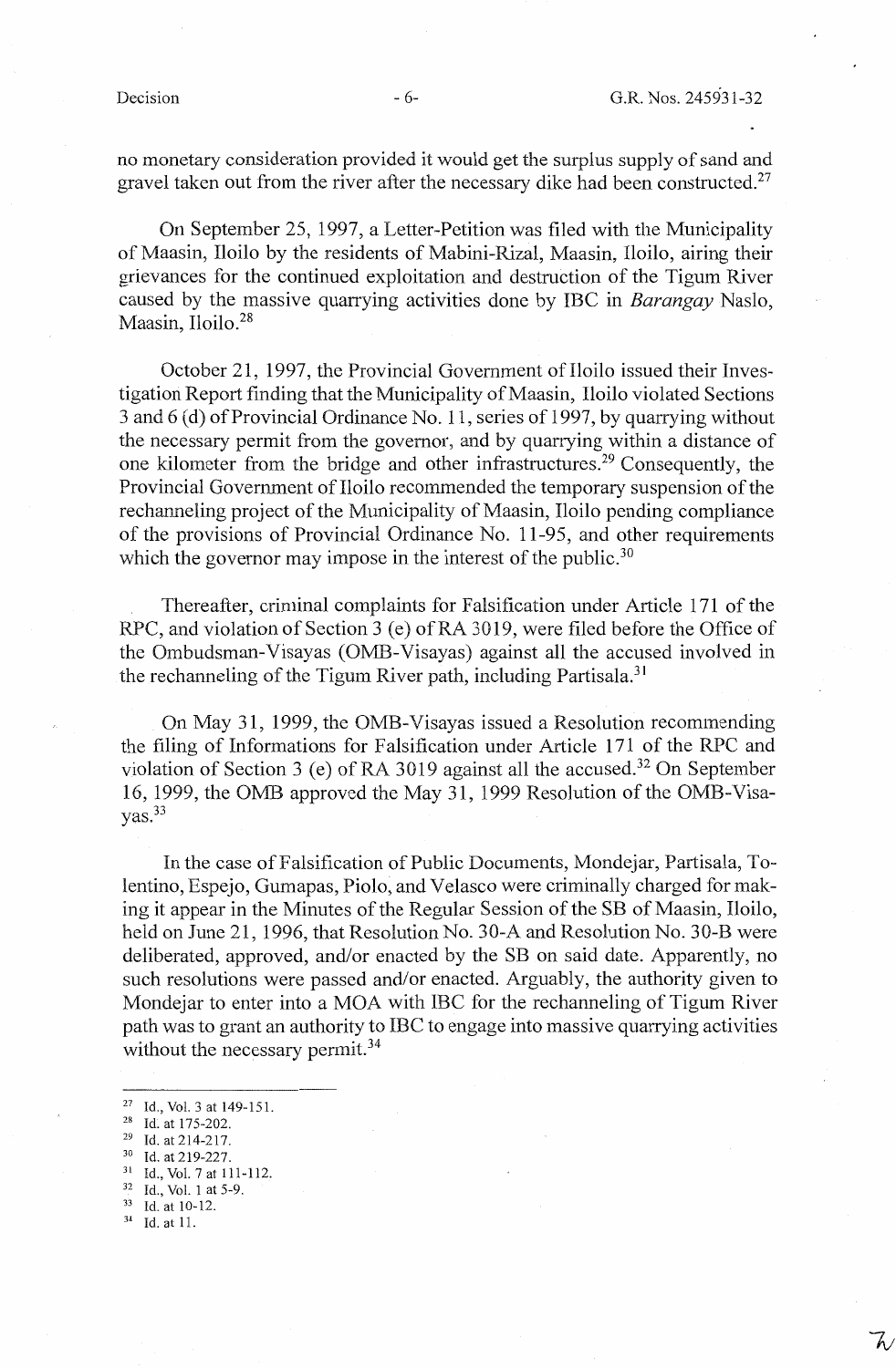no monetary consideration provided it would get the surplus supply of sand and gravel taken out from the river after the necessary dike had been constructed.[27]

On September 25, 1997, a Letter-Petition was filed with the Municipality of Maasin, Iloilo by the residents of Mabini-Rizal, Maasin, Iloilo, airing their grievances for the continued exploitation and destruction of the Tigum River caused by the massive quarrying activities done by IBC in *Barangay* Naslo, Maasin, Iloilo.[28]

October 21, 1997, the Provincial Government of Iloilo issued their Investigation Report finding that the Municipality of Maasin, Iloilo violated Sections 3 and 6 (d) of Provincial Ordinance No. 11, series of 1997, by quarrying without the necessary permit from the governor, and by quarrying within a distance of one kilometer from the bridge and other infrastructures.[29] Consequently, the Provincial Government of Iloilo recommended the temporary suspension of the rechanneling project of the Municipality of Maasin, Iloilo pending compliance of the provisions of Provincial Ordinance No. 11-95, and other requirements which the governor may impose in the interest of the public.[30]

Thereafter, criminal complaints for Falsification under Article 171 of the RPC, and violation of Section 3 (e) of RA 3019, were filed before the Office of the Ombudsman-Visayas (OMB-Visayas) against all the accused involved in the rechanneling of the Tigum River path, including Partisala.[31]

On May 31, 1999, the OMB-Visayas issued a Resolution recommending the filing of Informations for Falsification under Article 171 of the RPC and violation of Section 3 (e) of RA 3019 against all the accused.[32] On September 16, 1999, the OMB approved the May 31, 1999 Resolution of the OMB-Visayas.[33]

In the case of Falsification of Public Documents, Mondejar, Partisala, Tolentino, Espejo, Gumapas, Piolo, and Velasco were criminally charged for making it appear in the Minutes of the Regular Session of the SB of Maasin, Iloilo, held on June 21, 1996, that Resolution No. 30-A and Resolution No. 30-B were deliberated, approved, and/or enacted by the SB on said date. Apparently, no such resolutions were passed and/or enacted. Arguably, the authority given to Mondejar to enter into a MOA with IBC for the rechanneling of Tigum River path was to grant an authority to IBC to engage into massive quarrying activities without the necessary permit.[34]

---

[27] Id., Vol. 3 at 149-151.
[28] Id. at 175-202.
[29] Id. at 214-217.
[30] Id. at 219-227.
[31] Id., Vol. 7 at 111-112.
[32] Id., Vol. 1 at 5-9.
[33] Id. at 10-12.
[34] Id. at 11.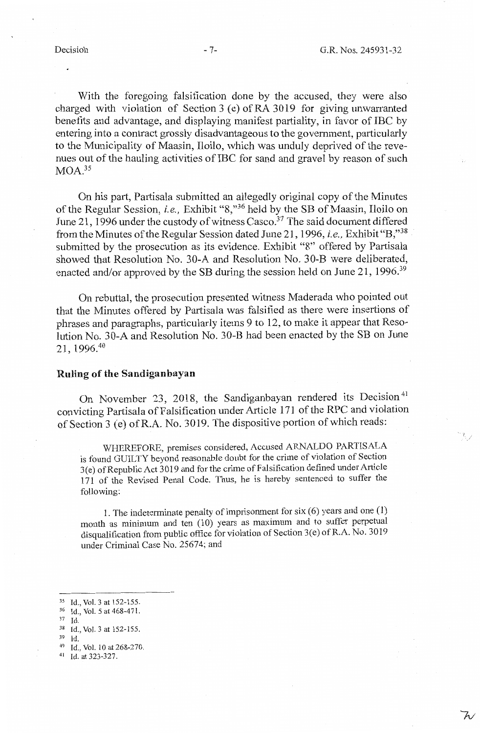With the foregoing falsification done by the accused, they were also charged with violation of Section 3 (e) of RA 3019 for giving unwarranted benefits and advantage, and displaying manifest partiality, in favor of IBC by entering into a contract grossly disadvantageous to the government, particularly to the Municipality of Maasin, Iloilo, which was unduly deprived of the revenues out of the hauling activities of IBC for sand and gravel by reason of such MOA.[35]

On his part, Partisala submitted an allegedly original copy of the Minutes of the Regular Session, *i.e.,* Exhibit "8,"[36] held by the SB of Maasin, Iloilo on June 21, 1996 under the custody of witness Casco.[37] The said document differed from the Minutes of the Regular Session dated June 21, 1996, *i.e.,* Exhibit "B,"[38] submitted by the prosecution as its evidence. Exhibit "8" offered by Partisala showed that Resolution No. 30-A and Resolution No. 30-B were deliberated, enacted and/or approved by the SB during the session held on June 21, 1996.[39]

On rebuttal, the prosecution presented witness Maderada who pointed out that the Minutes offered by Partisala was falsified as there were insertions of phrases and paragraphs, particularly items 9 to 12, to make it appear that Resolution No. 30-A and Resolution No. 30-B had been enacted by the SB on June 21, 1996.[40]

**Ruling of the Sandiganbayan**

On November 23, 2018, the Sandiganbayan rendered its Decision[41] convicting Partisala of Falsification under Article 171 of the RPC and violation of Section 3 (e) of R.A. No. 3019. The dispositive portion of which reads:

> WHEREFORE, premises considered, Accused ARNALDO PARTISALA is found GUILTY beyond reasonable doubt for the crime of violation of Section 3(e) of Republic Act 3019 and for the crime of Falsification defined under Article 171 of the Revised Penal Code. Thus, he is hereby sentenced to suffer the following:
>
> 1. The indeterminate penalty of imprisonment for six (6) years and one (1) month as minimum and ten (10) years as maximum and to suffer perpetual disqualification from public office for violation of Section 3(e) of R.A. No. 3019 under Criminal Case No. 25674; and

---

[35] Id., Vol. 3 at 152-155.

[36] Id., Vol. 5 at 468-471.

[37] Id.

[38] Id., Vol. 3 at 152-155.

[39] Id.

[40] Id., Vol. 10 at 268-270.

[41] Id. at 323-327.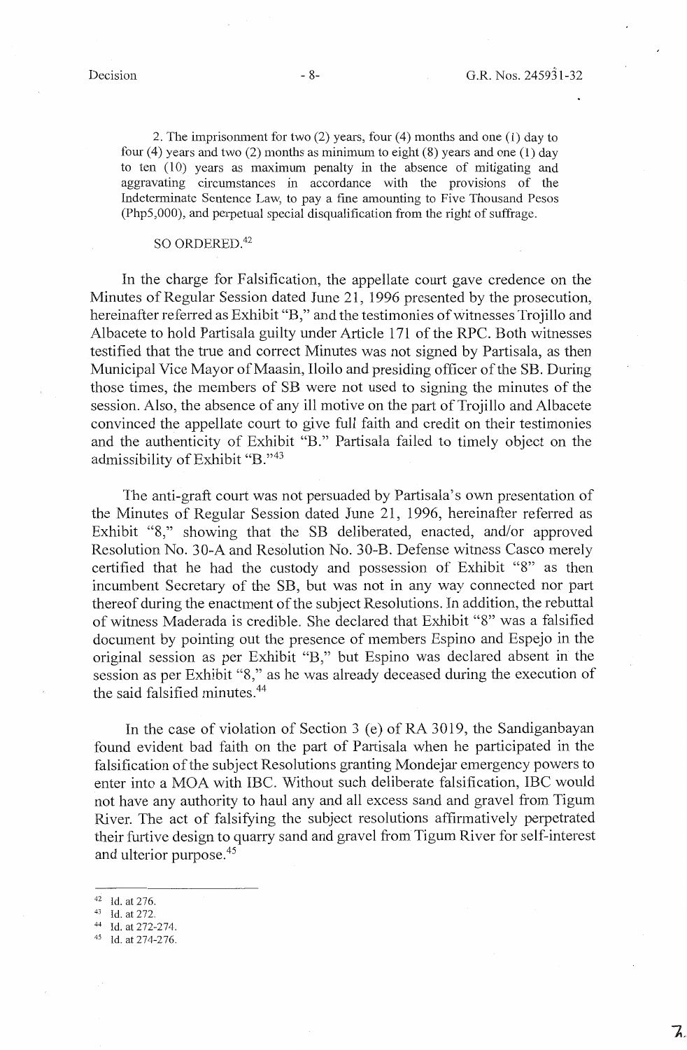2. The imprisonment for two (2) years, four (4) months and one (1) day to four (4) years and two (2) months as minimum to eight (8) years and one (1) day to ten (10) years as maximum penalty in the absence of mitigating and aggravating circumstances in accordance with the provisions of the Indeterminate Sentence Law, to pay a fine amounting to Five Thousand Pesos (Php5,000), and perpetual special disqualification from the right of suffrage.

SO ORDERED.[42]

In the charge for Falsification, the appellate court gave credence on the Minutes of Regular Session dated June 21, 1996 presented by the prosecution, hereinafter referred as Exhibit "B," and the testimonies of witnesses Trojillo and Albacete to hold Partisala guilty under Article 171 of the RPC. Both witnesses testified that the true and correct Minutes was not signed by Partisala, as then Municipal Vice Mayor of Maasin, Iloilo and presiding officer of the SB. During those times, the members of SB were not used to signing the minutes of the session. Also, the absence of any ill motive on the part of Trojillo and Albacete convinced the appellate court to give full faith and credit on their testimonies and the authenticity of Exhibit "B." Partisala failed to timely object on the admissibility of Exhibit "B."[43]

The anti-graft court was not persuaded by Partisala's own presentation of the Minutes of Regular Session dated June 21, 1996, hereinafter referred as Exhibit "8," showing that the SB deliberated, enacted, and/or approved Resolution No. 30-A and Resolution No. 30-B. Defense witness Casco merely certified that he had the custody and possession of Exhibit "8" as then incumbent Secretary of the SB, but was not in any way connected nor part thereof during the enactment of the subject Resolutions. In addition, the rebuttal of witness Maderada is credible. She declared that Exhibit "8" was a falsified document by pointing out the presence of members Espino and Espejo in the original session as per Exhibit "B," but Espino was declared absent in the session as per Exhibit "8," as he was already deceased during the execution of the said falsified minutes.[44]

In the case of violation of Section 3 (e) of RA 3019, the Sandiganbayan found evident bad faith on the part of Partisala when he participated in the falsification of the subject Resolutions granting Mondejar emergency powers to enter into a MOA with IBC. Without such deliberate falsification, IBC would not have any authority to haul any and all excess sand and gravel from Tigum River. The act of falsifying the subject resolutions affirmatively perpetrated their furtive design to quarry sand and gravel from Tigum River for self-interest and ulterior purpose.[45]

---

[42] Id. at 276.
[43] Id. at 272.
[44] Id. at 272-274.
[45] Id. at 274-276.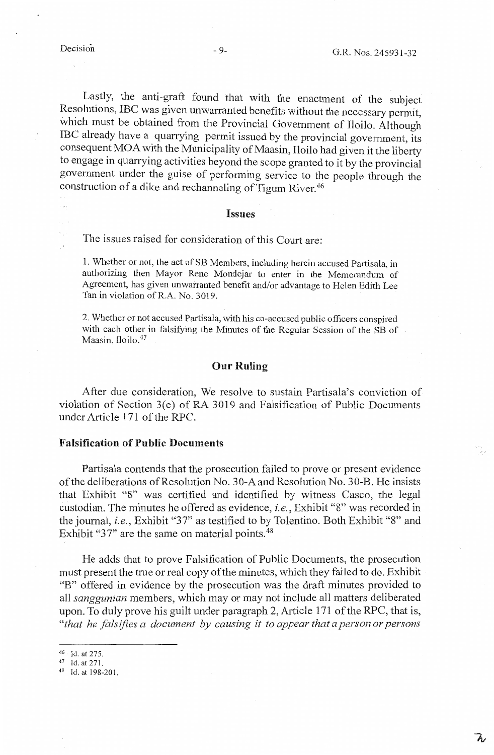Lastly, the anti-graft found that with the enactment of the subject Resolutions, IBC was given unwarranted benefits without the necessary permit, which must be obtained from the Provincial Government of Iloilo. Although IBC already have a quarrying permit issued by the provincial government, its consequent MOA with the Municipality of Maasin, Iloilo had given it the liberty to engage in quarrying activities beyond the scope granted to it by the provincial government under the guise of performing service to the people through the construction of a dike and rechanneling of Tigum River.[46]

## Issues

The issues raised for consideration of this Court are:

> 1. Whether or not, the act of SB Members, including herein accused Partisala, in authorizing then Mayor Rene Mondejar to enter in the Memorandum of Agreement, has given unwarranted benefit and/or advantage to Helen Edith Lee Tan in violation of R.A. No. 3019.
>
> 2. Whether or not accused Partisala, with his co-accused public officers conspired with each other in falsifying the Minutes of the Regular Session of the SB of Maasin, Iloilo.[47]

## Our Ruling

After due consideration, We resolve to sustain Partisala's conviction of violation of Section 3(e) of RA 3019 and Falsification of Public Documents under Article 171 of the RPC.

### Falsification of Public Documents

Partisala contends that the prosecution failed to prove or present evidence of the deliberations of Resolution No. 30-A and Resolution No. 30-B. He insists that Exhibit "8" was certified and identified by witness Casco, the legal custodian. The minutes he offered as evidence, *i.e.*, Exhibit "8" was recorded in the journal, *i.e.*, Exhibit "37" as testified to by Tolentino. Both Exhibit "8" and Exhibit "37" are the same on material points.[48]

He adds that to prove Falsification of Public Documents, the prosecution must present the true or real copy of the minutes, which they failed to do. Exhibit "B" offered in evidence by the prosecution was the draft minutes provided to all *sanggunian* members, which may or may not include all matters deliberated upon. To duly prove his guilt under paragraph 2, Article 171 of the RPC, that is, *"that he falsifies a document by causing it to appear that a person or persons*

---

[46] Id. at 275.

[47] Id. at 271.

[48] Id. at 198-201.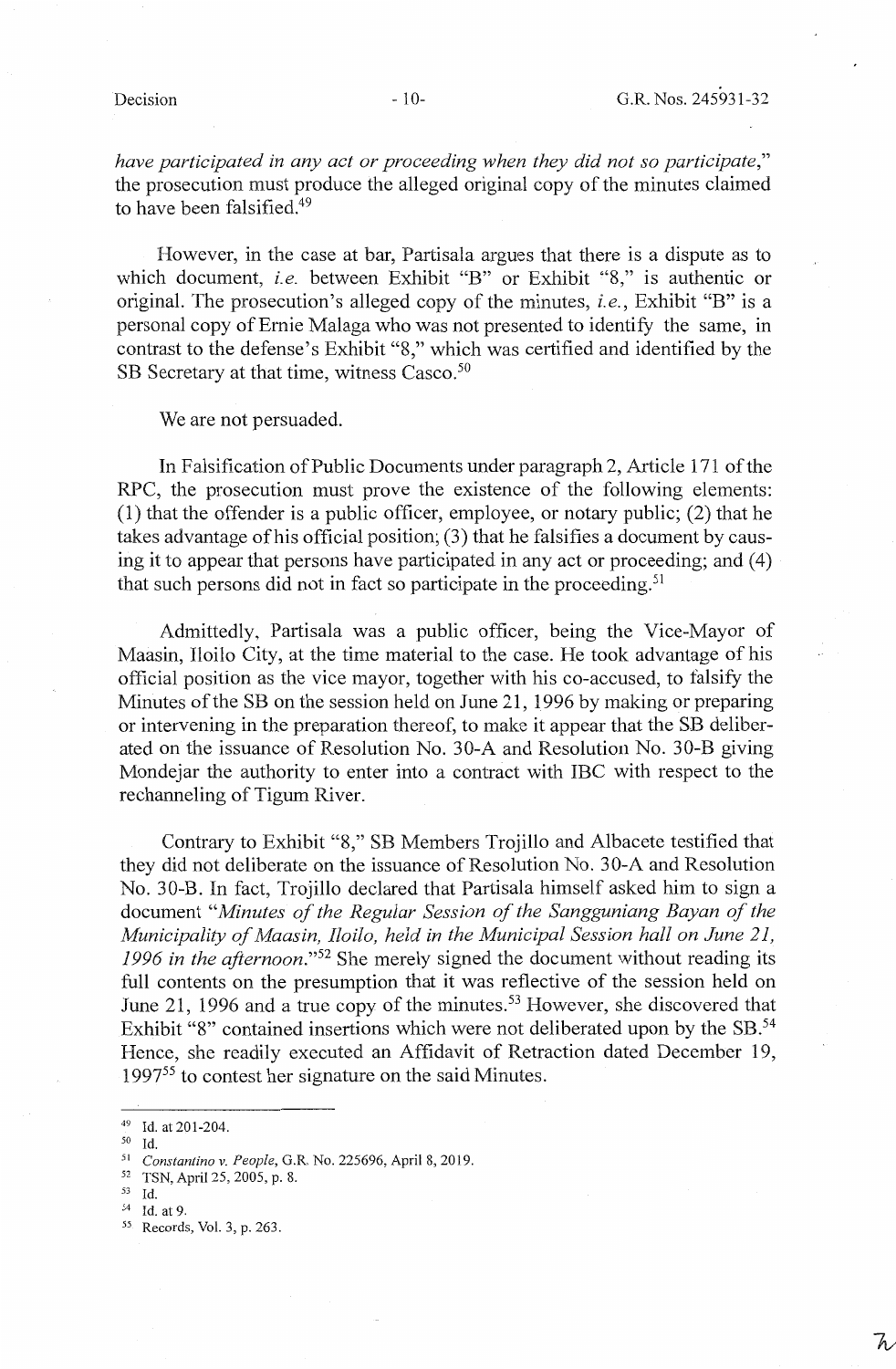*have participated in any act or proceeding when they did not so participate*," the prosecution must produce the alleged original copy of the minutes claimed to have been falsified.[49]

However, in the case at bar, Partisala argues that there is a dispute as to which document, *i.e.* between Exhibit "B" or Exhibit "8," is authentic or original. The prosecution's alleged copy of the minutes, *i.e.*, Exhibit "B" is a personal copy of Ernie Malaga who was not presented to identify the same, in contrast to the defense's Exhibit "8," which was certified and identified by the SB Secretary at that time, witness Casco.[50]

We are not persuaded.

In Falsification of Public Documents under paragraph 2, Article 171 of the RPC, the prosecution must prove the existence of the following elements: (1) that the offender is a public officer, employee, or notary public; (2) that he takes advantage of his official position; (3) that he falsifies a document by causing it to appear that persons have participated in any act or proceeding; and (4) that such persons did not in fact so participate in the proceeding.[51]

Admittedly, Partisala was a public officer, being the Vice-Mayor of Maasin, Iloilo City, at the time material to the case. He took advantage of his official position as the vice mayor, together with his co-accused, to falsify the Minutes of the SB on the session held on June 21, 1996 by making or preparing or intervening in the preparation thereof, to make it appear that the SB deliberated on the issuance of Resolution No. 30-A and Resolution No. 30-B giving Mondejar the authority to enter into a contract with IBC with respect to the rechanneling of Tigum River.

Contrary to Exhibit "8," SB Members Trojillo and Albacete testified that they did not deliberate on the issuance of Resolution No. 30-A and Resolution No. 30-B. In fact, Trojillo declared that Partisala himself asked him to sign a document "*Minutes of the Regular Session of the Sangguniang Bayan of the Municipality of Maasin, Iloilo, held in the Municipal Session hall on June 21, 1996 in the afternoon.*"[52] She merely signed the document without reading its full contents on the presumption that it was reflective of the session held on June 21, 1996 and a true copy of the minutes.[53] However, she discovered that Exhibit "8" contained insertions which were not deliberated upon by the SB.[54] Hence, she readily executed an Affidavit of Retraction dated December 19, 1997[55] to contest her signature on the said Minutes.

---

[49] Id. at 201-204.

[50] Id.

[51] *Constantino v. People*, G.R. No. 225696, April 8, 2019.

[52] TSN, April 25, 2005, p. 8.

[53] Id.

[54] Id. at 9.

[55] Records, Vol. 3, p. 263.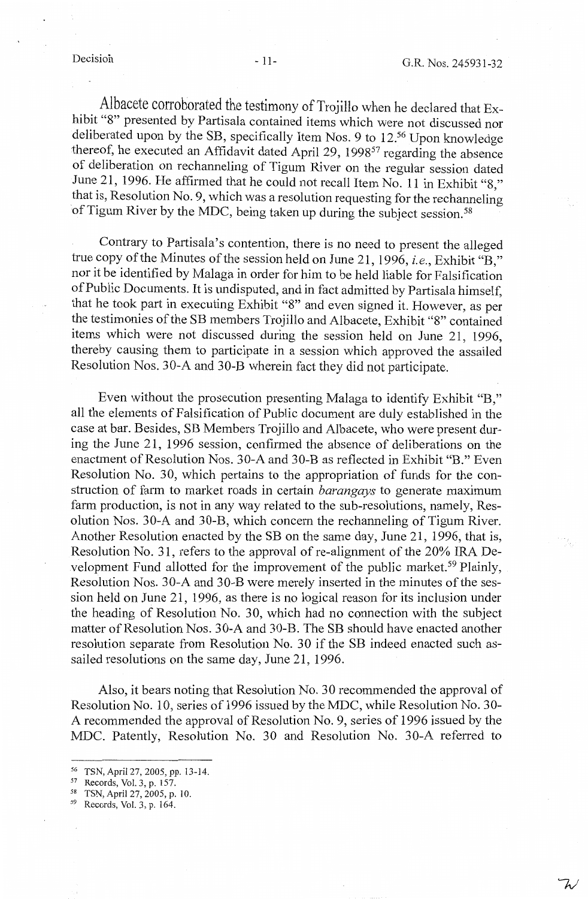Albacete corroborated the testimony of Trojillo when he declared that Exhibit "8" presented by Partisala contained items which were not discussed nor deliberated upon by the SB, specifically Item Nos. 9 to 12.[56] Upon knowledge thereof, he executed an Affidavit dated April 29, 1998[57] regarding the absence of deliberation on rechanneling of Tigum River on the regular session dated June 21, 1996. He affirmed that he could not recall Item No. 11 in Exhibit "8," that is, Resolution No. 9, which was a resolution requesting for the rechanneling of Tigum River by the MDC, being taken up during the subject session.[58]

Contrary to Partisala's contention, there is no need to present the alleged true copy of the Minutes of the session held on June 21, 1996, *i.e.*, Exhibit "B," nor it be identified by Malaga in order for him to be held liable for Falsification of Public Documents. It is undisputed, and in fact admitted by Partisala himself, that he took part in executing Exhibit "8" and even signed it. However, as per the testimonies of the SB members Trojillo and Albacete, Exhibit "8" contained items which were not discussed during the session held on June 21, 1996, thereby causing them to participate in a session which approved the assailed Resolution Nos. 30-A and 30-B wherein fact they did not participate.

Even without the prosecution presenting Malaga to identify Exhibit "B," all the elements of Falsification of Public document are duly established in the case at bar. Besides, SB Members Trojillo and Albacete, who were present during the June 21, 1996 session, confirmed the absence of deliberations on the enactment of Resolution Nos. 30-A and 30-B as reflected in Exhibit "B." Even Resolution No. 30, which pertains to the appropriation of funds for the construction of farm to market roads in certain *barangays* to generate maximum farm production, is not in any way related to the sub-resolutions, namely, Resolution Nos. 30-A and 30-B, which concern the rechanneling of Tigum River. Another Resolution enacted by the SB on the same day, June 21, 1996, that is, Resolution No. 31, refers to the approval of re-alignment of the 20% IRA Development Fund allotted for the improvement of the public market.[59] Plainly, Resolution Nos. 30-A and 30-B were merely inserted in the minutes of the session held on June 21, 1996, as there is no logical reason for its inclusion under the heading of Resolution No. 30, which had no connection with the subject matter of Resolution Nos. 30-A and 30-B. The SB should have enacted another resolution separate from Resolution No. 30 if the SB indeed enacted such assailed resolutions on the same day, June 21, 1996.

Also, it bears noting that Resolution No. 30 recommended the approval of Resolution No. 10, series of 1996 issued by the MDC, while Resolution No. 30-A recommended the approval of Resolution No. 9, series of 1996 issued by the MDC. Patently, Resolution No. 30 and Resolution No. 30-A referred to

---

[56] TSN, April 27, 2005, pp. 13-14.

[57] Records, Vol. 3, p. 157.

[58] TSN, April 27, 2005, p. 10.

[59] Records, Vol. 3, p. 164.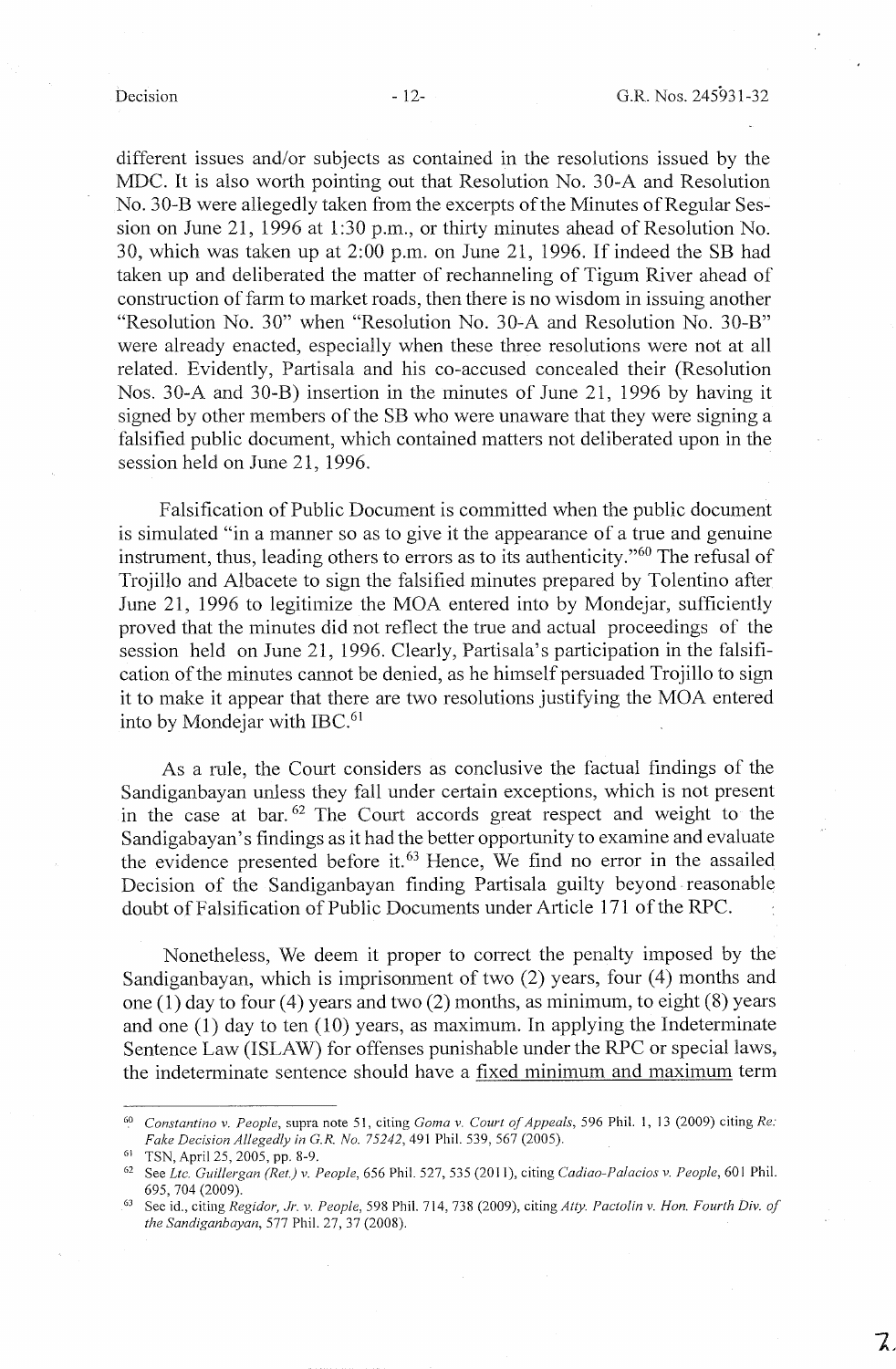different issues and/or subjects as contained in the resolutions issued by the MDC. It is also worth pointing out that Resolution No. 30-A and Resolution No. 30-B were allegedly taken from the excerpts of the Minutes of Regular Session on June 21, 1996 at 1:30 p.m., or thirty minutes ahead of Resolution No. 30, which was taken up at 2:00 p.m. on June 21, 1996. If indeed the SB had taken up and deliberated the matter of rechanneling of Tigum River ahead of construction of farm to market roads, then there is no wisdom in issuing another "Resolution No. 30" when "Resolution No. 30-A and Resolution No. 30-B" were already enacted, especially when these three resolutions were not at all related. Evidently, Partisala and his co-accused concealed their (Resolution Nos. 30-A and 30-B) insertion in the minutes of June 21, 1996 by having it signed by other members of the SB who were unaware that they were signing a falsified public document, which contained matters not deliberated upon in the session held on June 21, 1996.

Falsification of Public Document is committed when the public document is simulated "in a manner so as to give it the appearance of a true and genuine instrument, thus, leading others to errors as to its authenticity."[60] The refusal of Trojillo and Albacete to sign the falsified minutes prepared by Tolentino after June 21, 1996 to legitimize the MOA entered into by Mondejar, sufficiently proved that the minutes did not reflect the true and actual proceedings of the session held on June 21, 1996. Clearly, Partisala's participation in the falsification of the minutes cannot be denied, as he himself persuaded Trojillo to sign it to make it appear that there are two resolutions justifying the MOA entered into by Mondejar with IBC.[61]

As a rule, the Court considers as conclusive the factual findings of the Sandiganbayan unless they fall under certain exceptions, which is not present in the case at bar.[62] The Court accords great respect and weight to the Sandigabayan's findings as it had the better opportunity to examine and evaluate the evidence presented before it.[63] Hence, We find no error in the assailed Decision of the Sandiganbayan finding Partisala guilty beyond reasonable doubt of Falsification of Public Documents under Article 171 of the RPC.

Nonetheless, We deem it proper to correct the penalty imposed by the Sandiganbayan, which is imprisonment of two (2) years, four (4) months and one (1) day to four (4) years and two (2) months, as minimum, to eight (8) years and one (1) day to ten (10) years, as maximum. In applying the Indeterminate Sentence Law (ISLAW) for offenses punishable under the RPC or special laws, the indeterminate sentence should have a <u>fixed minimum and maximum</u> term

---

[60] *Constantino v. People*, supra note 51, citing *Goma v. Court of Appeals*, 596 Phil. 1, 13 (2009) citing *Re: Fake Decision Allegedly in G.R. No. 75242*, 491 Phil. 539, 567 (2005).

[61] TSN, April 25, 2005, pp. 8-9.

[62] See *Ltc. Guillergan (Ret.) v. People*, 656 Phil. 527, 535 (2011), citing *Cadiao-Palacios v. People*, 601 Phil. 695, 704 (2009).

[63] See id., citing *Regidor, Jr. v. People*, 598 Phil. 714, 738 (2009), citing *Atty. Pactolin v. Hon. Fourth Div. of the Sandiganbayan*, 577 Phil. 27, 37 (2008).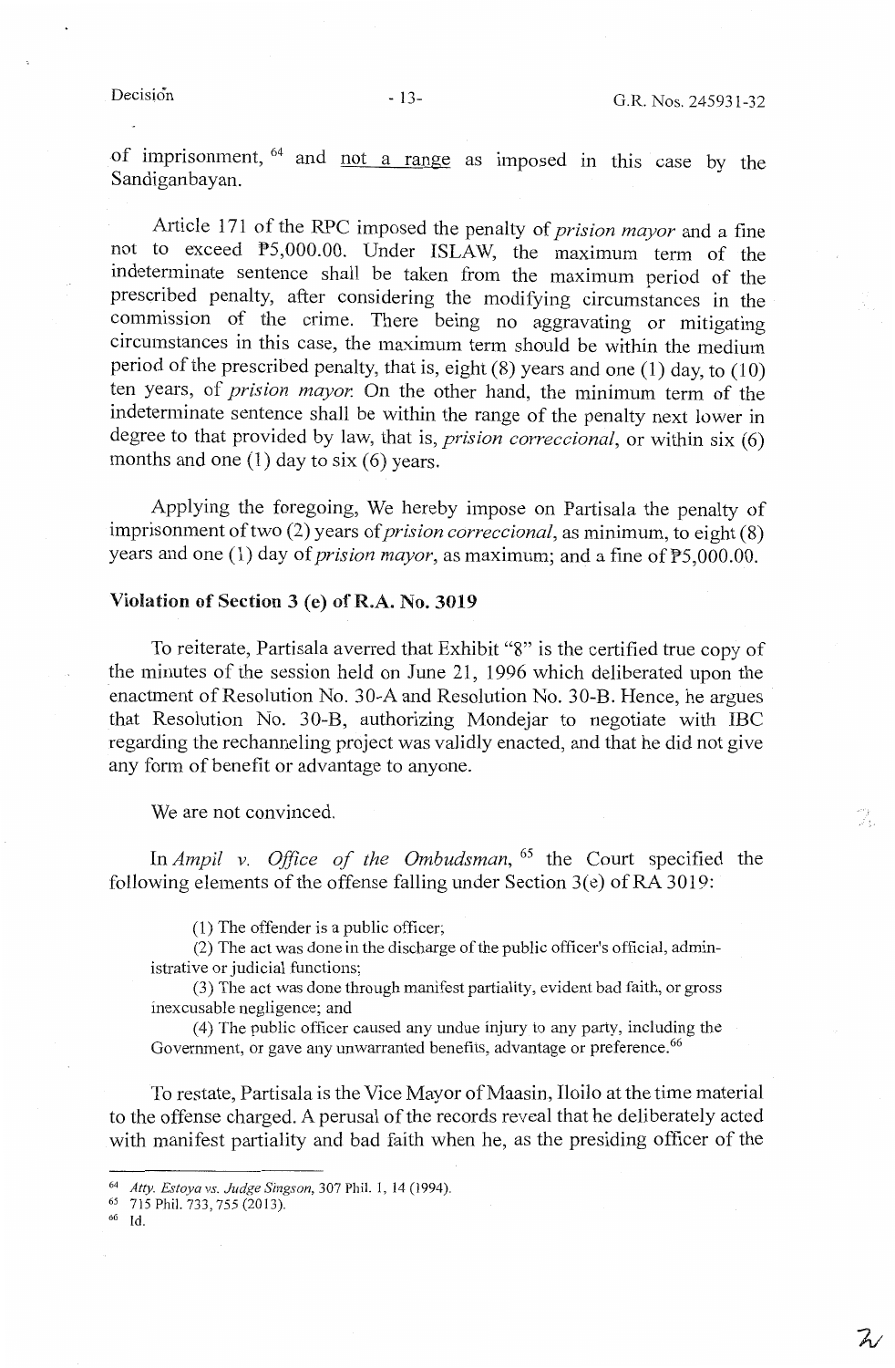of imprisonment, [64] and <u>not a range</u> as imposed in this case by the Sandiganbayan.

Article 171 of the RPC imposed the penalty of *prision mayor* and a fine not to exceed ₱5,000.00. Under ISLAW, the maximum term of the indeterminate sentence shall be taken from the maximum period of the prescribed penalty, after considering the modifying circumstances in the commission of the crime. There being no aggravating or mitigating circumstances in this case, the maximum term should be within the medium period of the prescribed penalty, that is, eight (8) years and one (1) day, to (10) ten years, of *prision mayor.* On the other hand, the minimum term of the indeterminate sentence shall be within the range of the penalty next lower in degree to that provided by law, that is, *prision correccional*, or within six (6) months and one (1) day to six (6) years.

Applying the foregoing, We hereby impose on Partisala the penalty of imprisonment of two (2) years of *prision correccional*, as minimum, to eight (8) years and one (1) day of *prision mayor*, as maximum; and a fine of ₱5,000.00.

**Violation of Section 3 (e) of R.A. No. 3019**

To reiterate, Partisala averred that Exhibit "8" is the certified true copy of the minutes of the session held on June 21, 1996 which deliberated upon the enactment of Resolution No. 30-A and Resolution No. 30-B. Hence, he argues that Resolution No. 30-B, authorizing Mondejar to negotiate with IBC regarding the rechanneling project was validly enacted, and that he did not give any form of benefit or advantage to anyone.

We are not convinced.

In *Ampil v. Office of the Ombudsman*, [65] the Court specified the following elements of the offense falling under Section 3(e) of RA 3019:

> (1) The offender is a public officer;
>
> (2) The act was done in the discharge of the public officer's official, administrative or judicial functions;
>
> (3) The act was done through manifest partiality, evident bad faith, or gross inexcusable negligence; and
>
> (4) The public officer caused any undue injury to any party, including the Government, or gave any unwarranted benefits, advantage or preference.[66]

To restate, Partisala is the Vice Mayor of Maasin, Iloilo at the time material to the offense charged. A perusal of the records reveal that he deliberately acted with manifest partiality and bad faith when he, as the presiding officer of the

---

[64] *Atty. Estoya vs. Judge Singson*, 307 Phil. 1, 14 (1994).

[65] 715 Phil. 733, 755 (2013).

[66] Id.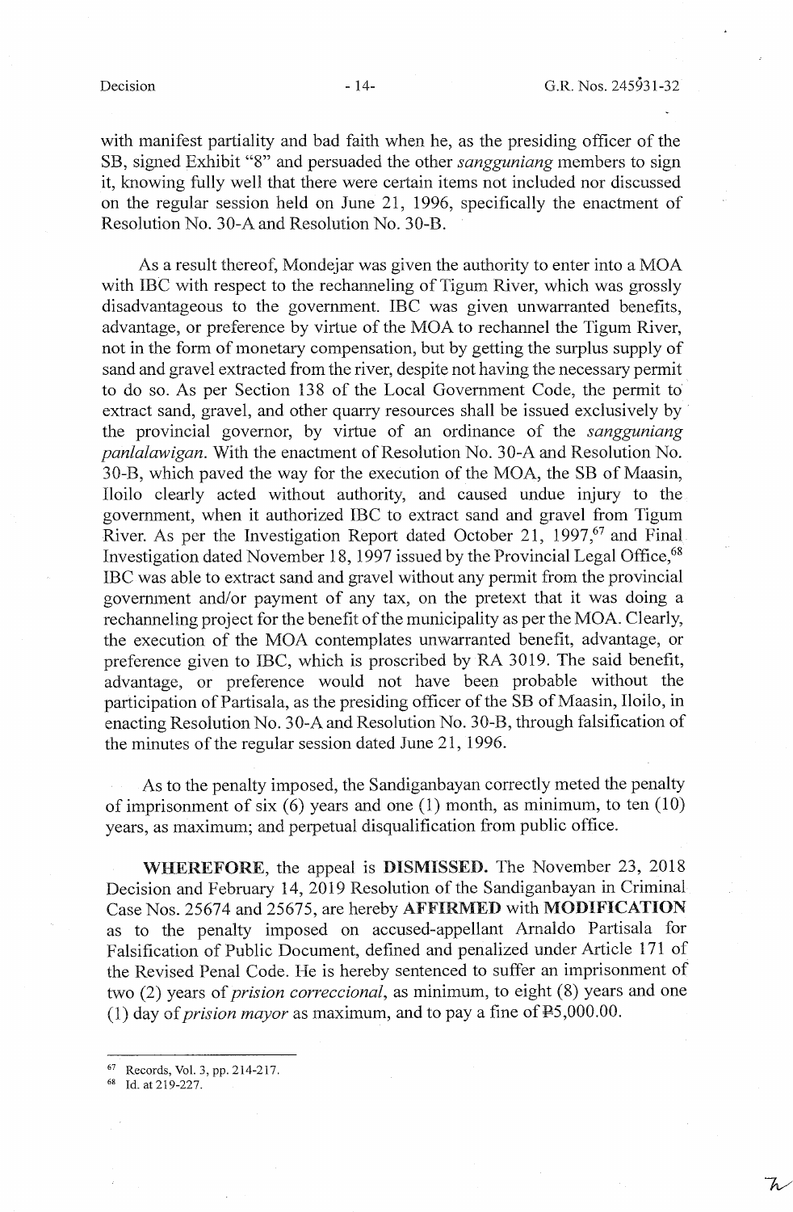with manifest partiality and bad faith when he, as the presiding officer of the SB, signed Exhibit "8" and persuaded the other *sangguniang* members to sign it, knowing fully well that there were certain items not included nor discussed on the regular session held on June 21, 1996, specifically the enactment of Resolution No. 30-A and Resolution No. 30-B.

As a result thereof, Mondejar was given the authority to enter into a MOA with IBC with respect to the rechanneling of Tigum River, which was grossly disadvantageous to the government. IBC was given unwarranted benefits, advantage, or preference by virtue of the MOA to rechannel the Tigum River, not in the form of monetary compensation, but by getting the surplus supply of sand and gravel extracted from the river, despite not having the necessary permit to do so. As per Section 138 of the Local Government Code, the permit to extract sand, gravel, and other quarry resources shall be issued exclusively by the provincial governor, by virtue of an ordinance of the *sangguniang panlalawigan*. With the enactment of Resolution No. 30-A and Resolution No. 30-B, which paved the way for the execution of the MOA, the SB of Maasin, Iloilo clearly acted without authority, and caused undue injury to the government, when it authorized IBC to extract sand and gravel from Tigum River. As per the Investigation Report dated October 21, 1997,[67] and Final Investigation dated November 18, 1997 issued by the Provincial Legal Office,[68] IBC was able to extract sand and gravel without any permit from the provincial government and/or payment of any tax, on the pretext that it was doing a rechanneling project for the benefit of the municipality as per the MOA. Clearly, the execution of the MOA contemplates unwarranted benefit, advantage, or preference given to IBC, which is proscribed by RA 3019. The said benefit, advantage, or preference would not have been probable without the participation of Partisala, as the presiding officer of the SB of Maasin, Iloilo, in enacting Resolution No. 30-A and Resolution No. 30-B, through falsification of the minutes of the regular session dated June 21, 1996.

As to the penalty imposed, the Sandiganbayan correctly meted the penalty of imprisonment of six (6) years and one (1) month, as minimum, to ten (10) years, as maximum; and perpetual disqualification from public office.

**WHEREFORE**, the appeal is **DISMISSED.** The November 23, 2018 Decision and February 14, 2019 Resolution of the Sandiganbayan in Criminal Case Nos. 25674 and 25675, are hereby **AFFIRMED** with **MODIFICATION** as to the penalty imposed on accused-appellant Arnaldo Partisala for Falsification of Public Document, defined and penalized under Article 171 of the Revised Penal Code. He is hereby sentenced to suffer an imprisonment of two (2) years of *prision correccional*, as minimum, to eight (8) years and one (1) day of *prision mayor* as maximum, and to pay a fine of ₱5,000.00.

---

[67] Records, Vol. 3, pp. 214-217.

[68] Id. at 219-227.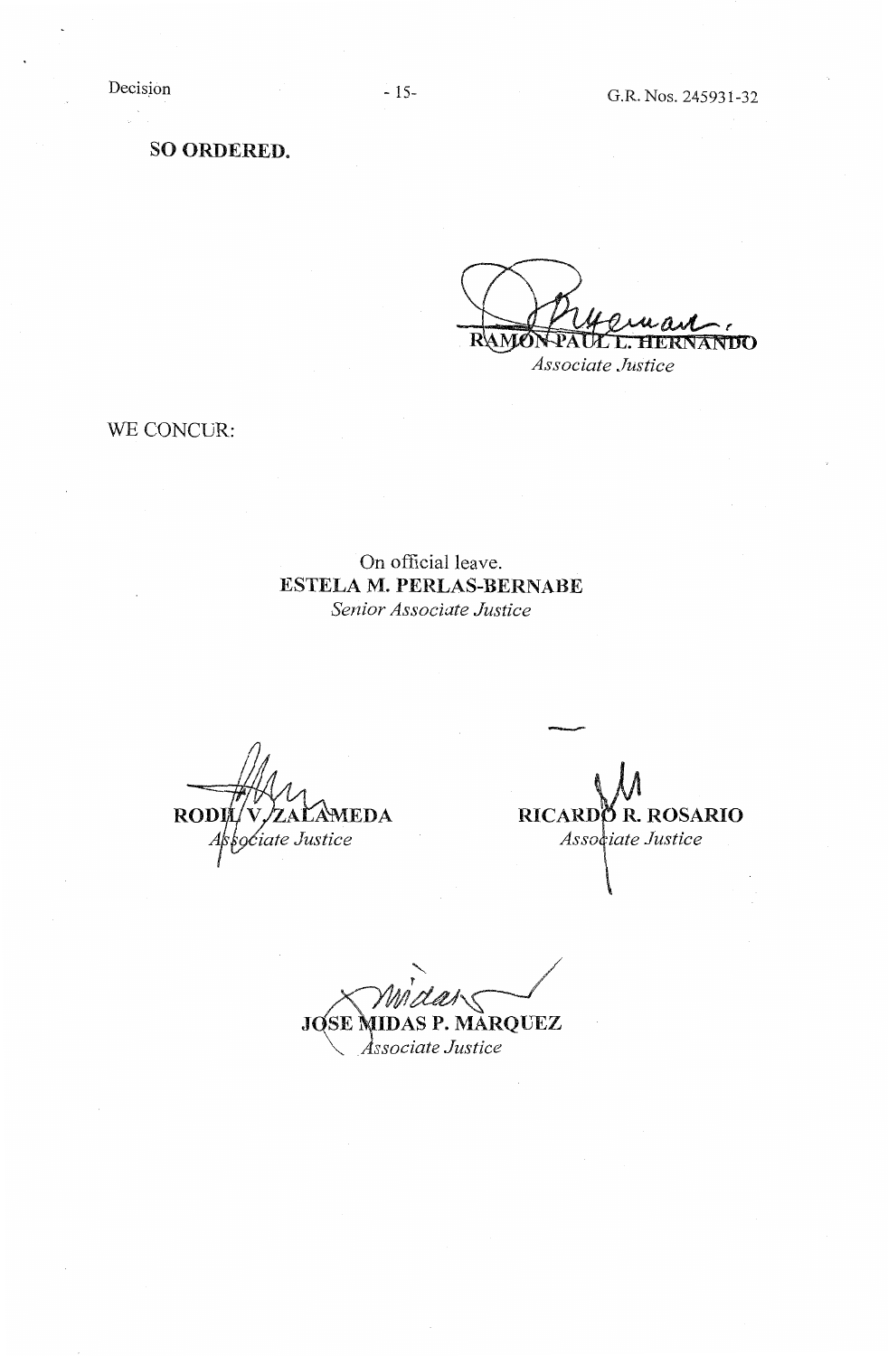**SO ORDERED.**

RAMON PAUL L. HERNANDO
*Associate Justice*

WE CONCUR:

On official leave.
**ESTELA M. PERLAS-BERNABE**
*Senior Associate Justice*

**RODIL V. ZALAMEDA**
*Associate Justice*

**RICARDO R. ROSARIO**
*Associate Justice*

**JOSE MIDAS P. MARQUEZ**
*Associate Justice*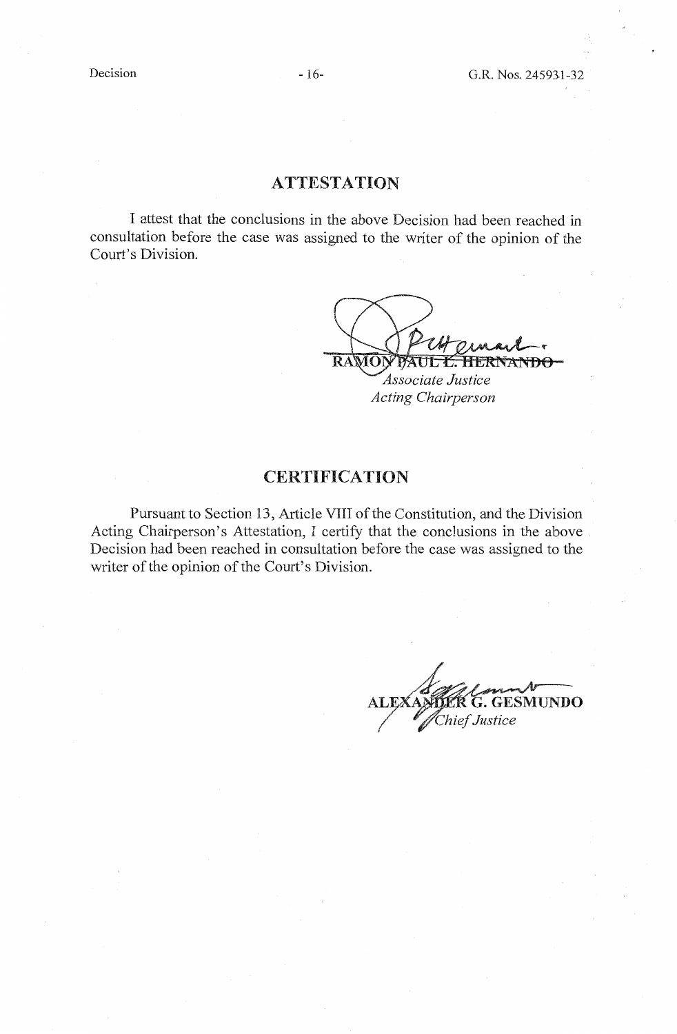## ATTESTATION

I attest that the conclusions in the above Decision had been reached in consultation before the case was assigned to the writer of the opinion of the Court's Division.

**RAMON PAUL L. HERNANDO**
*Associate Justice*
*Acting Chairperson*

## CERTIFICATION

Pursuant to Section 13, Article VIII of the Constitution, and the Division Acting Chairperson's Attestation, I certify that the conclusions in the above Decision had been reached in consultation before the case was assigned to the writer of the opinion of the Court's Division.

**ALEXANDER G. GESMUNDO**
*Chief Justice*